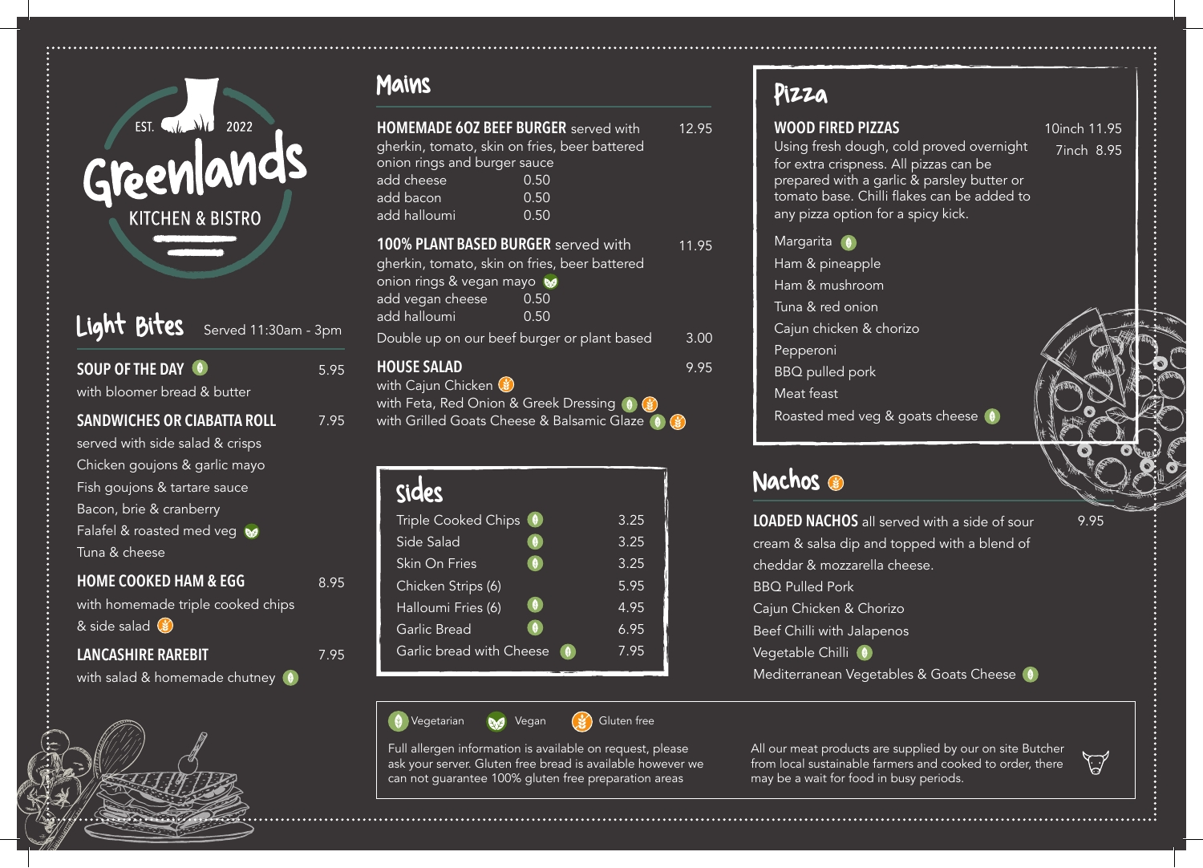EST. 2022

# Greenlands

KITCHEN & BISTRO

## Light Bites

Served 11:30am - 3pm

**SOUP OF THE DAY** (Vegetarian) 5.95
with bloomer bread & butter

**SANDWICHES OR CIABATTA ROLL** 7.95
served with side salad & crisps
- Chicken goujons & garlic mayo
- Fish goujons & tartare sauce
- Bacon, brie & cranberry
- Falafel & roasted med veg (Vegan)
- Tuna & cheese

**HOME COOKED HAM & EGG** 8.95
with homemade triple cooked chips & side salad (Gluten free)

**LANCASHIRE RAREBIT** 7.95
with salad & homemade chutney (Vegetarian)

## Mains

**HOMEMADE 6OZ BEEF BURGER** served with gherkin, tomato, skin on fries, beer battered onion rings and burger sauce 12.95

| | |
|---|---|
| add cheese | 0.50 |
| add bacon | 0.50 |
| add halloumi | 0.50 |

**100% PLANT BASED BURGER** served with gherkin, tomato, skin on fries, beer battered onion rings & vegan mayo (Vegan) 11.95

| | |
|---|---|
| add vegan cheese | 0.50 |
| add halloumi | 0.50 |

Double up on our beef burger or plant based 3.00

**HOUSE SALAD** 9.95
- with Cajun Chicken (Gluten free)
- with Feta, Red Onion & Greek Dressing (Vegetarian) (Gluten free)
- with Grilled Goats Cheese & Balsamic Glaze (Vegetarian) (Gluten free)

## Sides

| Item | Diet | Price |
|---|---|---|
| Triple Cooked Chips | Vegetarian | 3.25 |
| Side Salad | Vegetarian | 3.25 |
| Skin On Fries | Vegetarian | 3.25 |
| Chicken Strips (6) | | 5.95 |
| Halloumi Fries (6) | Vegetarian | 4.95 |
| Garlic Bread | Vegetarian | 6.95 |
| Garlic bread with Cheese | Vegetarian | 7.95 |

## Pizza

**WOOD FIRED PIZZAS** 10inch 11.95 / 7inch 8.95

Using fresh dough, cold proved overnight for extra crispness. All pizzas can be prepared with a garlic & parsley butter or tomato base. Chilli flakes can be added to any pizza option for a spicy kick.

- Margarita (Vegetarian)
- Ham & pineapple
- Ham & mushroom
- Tuna & red onion
- Cajun chicken & chorizo
- Pepperoni
- BBQ pulled pork
- Meat feast
- Roasted med veg & goats cheese (Vegetarian)

## Nachos (Gluten free)

**LOADED NACHOS** all served with a side of sour cream & salsa dip and topped with a blend of cheddar & mozzarella cheese. 9.95

- BBQ Pulled Pork
- Cajun Chicken & Chorizo
- Beef Chilli with Jalapenos
- Vegetable Chilli (Vegetarian)
- Mediterranean Vegetables & Goats Cheese (Vegetarian)

---

Vegetarian · Vegan · Gluten free

Full allergen information is available on request, please ask your server. Gluten free bread is available however we can not guarantee 100% gluten free preparation areas

All our meat products are supplied by our on site Butcher from local sustainable farmers and cooked to order, there may be a wait for food in busy periods.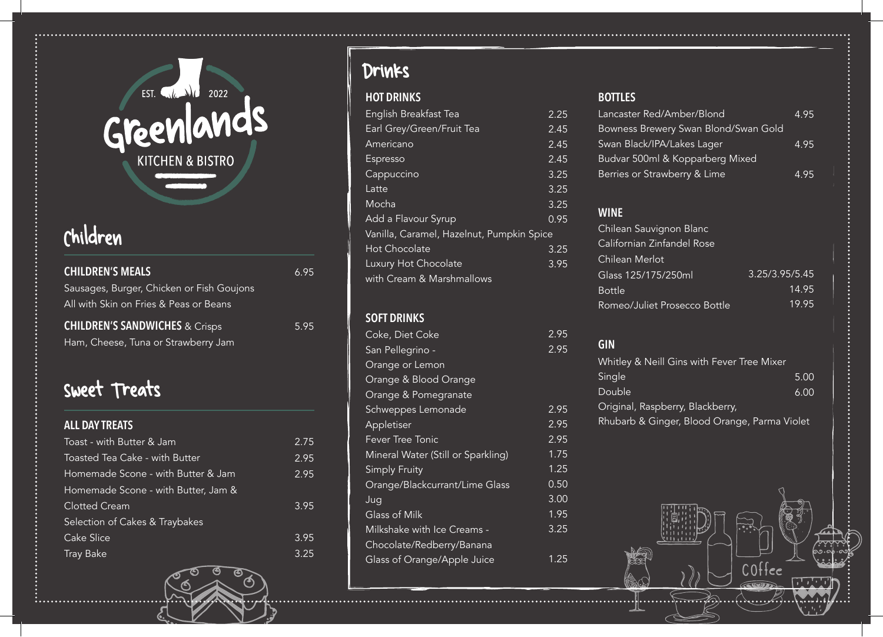EST. 2022

# Greenlands

KITCHEN & BISTRO

## Children

**CHILDREN'S MEALS** 6.95

Sausages, Burger, Chicken or Fish Goujons
All with Skin on Fries & Peas or Beans

**CHILDREN'S SANDWICHES** & Crisps 5.95

Ham, Cheese, Tuna or Strawberry Jam

## Sweet Treats

### ALL DAY TREATS

| | |
|---|---|
| Toast - with Butter & Jam | 2.75 |
| Toasted Tea Cake - with Butter | 2.95 |
| Homemade Scone - with Butter & Jam | 2.95 |
| Homemade Scone - with Butter, Jam & Clotted Cream | 3.95 |
| Selection of Cakes & Traybakes | |
| Cake Slice | 3.95 |
| Tray Bake | 3.25 |

## Drinks

### HOT DRINKS

| | |
|---|---|
| English Breakfast Tea | 2.25 |
| Earl Grey/Green/Fruit Tea | 2.45 |
| Americano | 2.45 |
| Espresso | 2.45 |
| Cappuccino | 3.25 |
| Latte | 3.25 |
| Mocha | 3.25 |
| Add a Flavour Syrup | 0.95 |
| Vanilla, Caramel, Hazelnut, Pumpkin Spice | |
| Hot Chocolate | 3.25 |
| Luxury Hot Chocolate with Cream & Marshmallows | 3.95 |

### SOFT DRINKS

| | |
|---|---|
| Coke, Diet Coke | 2.95 |
| San Pellegrino - Orange or Lemon, Orange & Blood Orange, Orange & Pomegranate | 2.95 |
| Schweppes Lemonade | 2.95 |
| Appletiser | 2.95 |
| Fever Tree Tonic | 2.95 |
| Mineral Water (Still or Sparkling) | 1.75 |
| Simply Fruity | 1.25 |
| Orange/Blackcurrant/Lime Glass | 0.50 |
| Jug | 3.00 |
| Glass of Milk | 1.95 |
| Milkshake with Ice Creams - Chocolate/Redberry/Banana | 3.25 |
| Glass of Orange/Apple Juice | 1.25 |

### BOTTLES

| | |
|---|---|
| Lancaster Red/Amber/Blond | 4.95 |
| Bowness Brewery Swan Blond/Swan Gold Swan Black/IPA/Lakes Lager | 4.95 |
| Budvar 500ml & Kopparberg Mixed Berries or Strawberry & Lime | 4.95 |

### WINE

Chilean Sauvignon Blanc
Californian Zinfandel Rose
Chilean Merlot

| | |
|---|---|
| Glass 125/175/250ml | 3.25/3.95/5.45 |
| Bottle | 14.95 |
| Romeo/Juliet Prosecco Bottle | 19.95 |

### GIN

Whitley & Neill Gins with Fever Tree Mixer

| | |
|---|---|
| Single | 5.00 |
| Double | 6.00 |

Original, Raspberry, Blackberry, Rhubarb & Ginger, Blood Orange, Parma Violet

Coffee